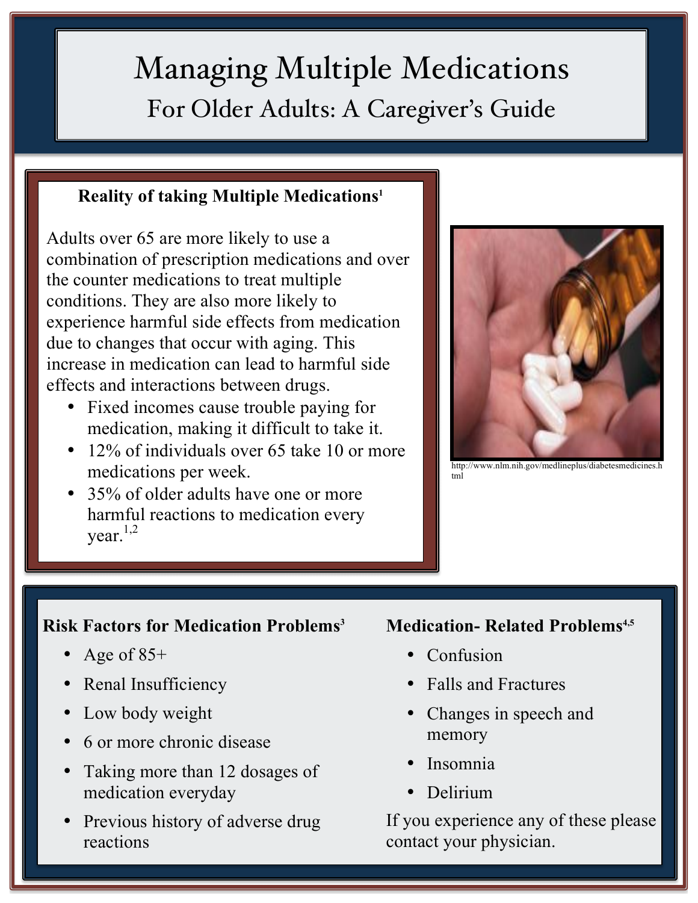# Managing Multiple Medications

## For Older Adults: A Caregiver's Guide

### Reality of taking Multiple Medications[1]

Adults over 65 are more likely to use a combination of prescription medications and over the counter medications to treat multiple conditions. They are also more likely to experience harmful side effects from medication due to changes that occur with aging. This increase in medication can lead to harmful side effects and interactions between drugs.

- Fixed incomes cause trouble paying for medication, making it difficult to take it.
- 12% of individuals over 65 take 10 or more medications per week.
- 35% of older adults have one or more harmful reactions to medication every year.[1,2]

http://www.nlm.nih.gov/medlineplus/diabetesmedicines.html

### Risk Factors for Medication Problems[3]

- Age of 85+
- Renal Insufficiency
- Low body weight
- 6 or more chronic disease
- Taking more than 12 dosages of medication everyday
- Previous history of adverse drug reactions

### Medication- Related Problems[4,5]

- Confusion
- Falls and Fractures
- Changes in speech and memory
- Insomnia
- Delirium

If you experience any of these please contact your physician.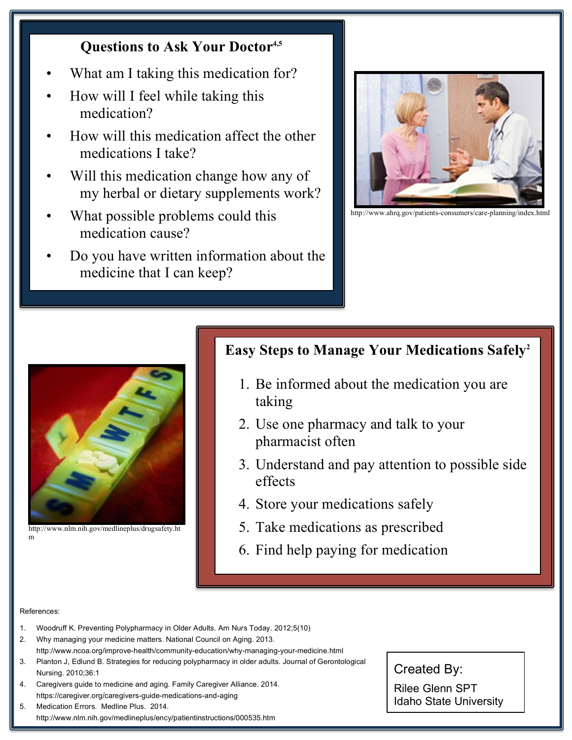## Questions to Ask Your Doctor[4,5]

- What am I taking this medication for?
- How will I feel while taking this medication?
- How will this medication affect the other medications I take?
- Will this medication change how any of my herbal or dietary supplements work?
- What possible problems could this medication cause?
- Do you have written information about the medicine that I can keep?

http://www.ahrq.gov/patients-consumers/care-planning/index.html

http://www.nlm.nih.gov/medlineplus/drugsafety.htm

## Easy Steps to Manage Your Medications Safely[2]

1. Be informed about the medication you are taking
2. Use one pharmacy and talk to your pharmacist often
3. Understand and pay attention to possible side effects
4. Store your medications safely
5. Take medications as prescribed
6. Find help paying for medication

References:

1. Woodruff K. Preventing Polypharmacy in Older Adults. Am Nurs Today. 2012;5(10)
2. Why managing your medicine matters. National Council on Aging. 2013. http://www.ncoa.org/improve-health/community-education/why-managing-your-medicine.html
3. Planton J, Edlund B. Strategies for reducing polypharmacy in older adults. Journal of Gerontological Nursing. 2010;36:1
4. Caregivers guide to medicine and aging. Family Caregiver Alliance. 2014. https://caregiver.org/caregivers-guide-medications-and-aging
5. Medication Errors. Medline Plus. 2014. http://www.nlm.nih.gov/medlineplus/ency/patientinstructions/000535.htm

Created By:
Rilee Glenn SPT
Idaho State University